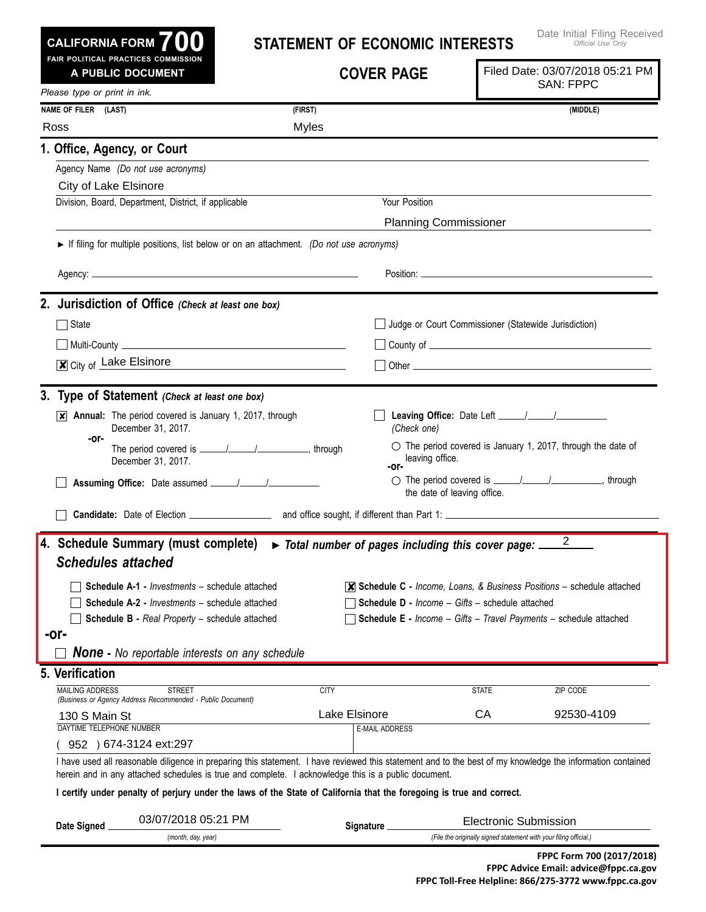**CALIFORNIA FORM 700**
**FAIR POLITICAL PRACTICES COMMISSION**
**A PUBLIC DOCUMENT**

# STATEMENT OF ECONOMIC INTERESTS

## COVER PAGE

Date Initial Filing Received
*Official Use Only*

Filed Date: 03/07/2018 05:21 PM
SAN: FPPC

*Please type or print in ink.*

| NAME OF FILER (LAST) | (FIRST) | (MIDDLE) |
|---|---|---|
| Ross | Myles | |

### 1. Office, Agency, or Court

Agency Name *(Do not use acronyms)*

City of Lake Elsinore

| Division, Board, Department, District, if applicable | Your Position |
|---|---|
| | Planning Commissioner |

► If filing for multiple positions, list below or on an attachment. *(Do not use acronyms)*

Agency: ______________________ Position: ______________________

### 2. Jurisdiction of Office *(Check at least one box)*

- ☐ State
- ☐ Judge or Court Commissioner (Statewide Jurisdiction)
- ☐ Multi-County ______________________
- ☐ County of ______________________
- ☒ City of Lake Elsinore
- ☐ Other ______________________

### 3. Type of Statement *(Check at least one box)*

- ☒ **Annual:** The period covered is January 1, 2017, through December 31, 2017.
  **-or-**
  The period covered is \_\_\_\_/\_\_\_\_/\_\_\_\_\_\_, through December 31, 2017.
- ☐ **Assuming Office:** Date assumed \_\_\_\_/\_\_\_\_/\_\_\_\_\_\_
- ☐ **Leaving Office:** Date Left \_\_\_\_/\_\_\_\_/\_\_\_\_\_\_
  *(Check one)*
  - ○ The period covered is January 1, 2017, through the date of leaving office.
  **-or-**
  - ○ The period covered is \_\_\_\_/\_\_\_\_/\_\_\_\_\_\_, through the date of leaving office.
- ☐ **Candidate:** Date of Election ______________ and office sought, if different than Part 1: ______________________

### 4. Schedule Summary (must complete) ► *Total number of pages including this cover page:* 2

***Schedules attached***

- ☐ **Schedule A-1 -** *Investments* – schedule attached
- ☐ **Schedule A-2 -** *Investments* – schedule attached
- ☐ **Schedule B -** *Real Property* – schedule attached
- ☒ **Schedule C -** *Income, Loans, & Business Positions* – schedule attached
- ☐ **Schedule D -** *Income – Gifts* – schedule attached
- ☐ **Schedule E -** *Income – Gifts – Travel Payments* – schedule attached

**-or-**

- ☐ ***None*** **-** *No reportable interests on any schedule*

### 5. Verification

| MAILING ADDRESS STREET *(Business or Agency Address Recommended - Public Document)* | CITY | STATE | ZIP CODE |
|---|---|---|---|
| 130 S Main St | Lake Elsinore | CA | 92530-4109 |

| DAYTIME TELEPHONE NUMBER | E-MAIL ADDRESS |
|---|---|
| ( 952 ) 674-3124 ext:297 | |

I have used all reasonable diligence in preparing this statement. I have reviewed this statement and to the best of my knowledge the information contained herein and in any attached schedules is true and complete. I acknowledge this is a public document.

**I certify under penalty of perjury under the laws of the State of California that the foregoing is true and correct.**

**Date Signed** 03/07/2018 05:21 PM *(month, day, year)*

**Signature** Electronic Submission *(File the originally signed statement with your filing official.)*

**FPPC Form 700 (2017/2018)**
**FPPC Advice Email: advice@fppc.ca.gov**
**FPPC Toll-Free Helpline: 866/275-3772 www.fppc.ca.gov**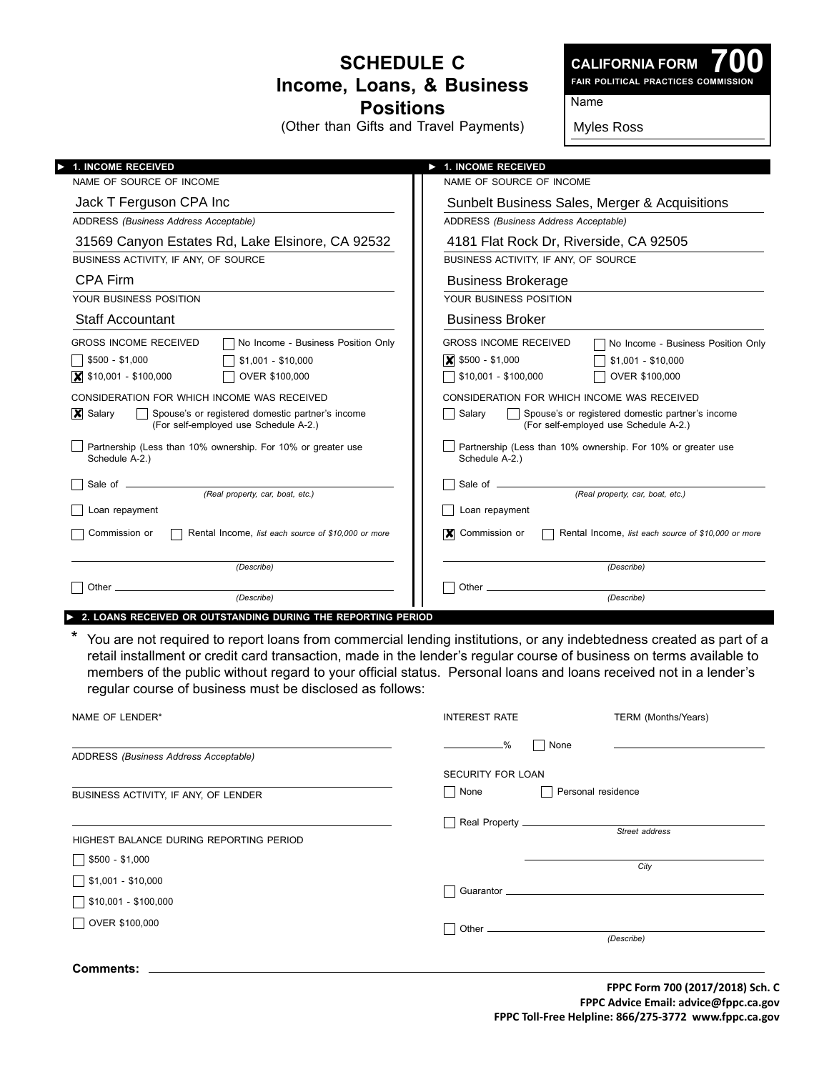# SCHEDULE C
## Income, Loans, & Business Positions
(Other than Gifts and Travel Payments)

**CALIFORNIA FORM 700**
**FAIR POLITICAL PRACTICES COMMISSION**

Name

Myles Ross

### ► 1. INCOME RECEIVED

NAME OF SOURCE OF INCOME

Jack T Ferguson CPA Inc

ADDRESS *(Business Address Acceptable)*

31569 Canyon Estates Rd, Lake Elsinore, CA 92532

BUSINESS ACTIVITY, IF ANY, OF SOURCE

CPA Firm

YOUR BUSINESS POSITION

Staff Accountant

GROSS INCOME RECEIVED

- [ ] No Income - Business Position Only
- [ ] $500 - $1,000
- [ ] $1,001 - $10,000
- [x] $10,001 - $100,000
- [ ] OVER $100,000

CONSIDERATION FOR WHICH INCOME WAS RECEIVED

- [x] Salary
- [ ] Spouse's or registered domestic partner's income (For self-employed use Schedule A-2.)
- [ ] Partnership (Less than 10% ownership. For 10% or greater use Schedule A-2.)
- [ ] Sale of ______ *(Real property, car, boat, etc.)*
- [ ] Loan repayment
- [ ] Commission or
- [ ] Rental Income, *list each source of $10,000 or more*

______ *(Describe)*

- [ ] Other ______ *(Describe)*

### ► 1. INCOME RECEIVED

NAME OF SOURCE OF INCOME

Sunbelt Business Sales, Merger & Acquisitions

ADDRESS *(Business Address Acceptable)*

4181 Flat Rock Dr, Riverside, CA 92505

BUSINESS ACTIVITY, IF ANY, OF SOURCE

Business Brokerage

YOUR BUSINESS POSITION

Business Broker

GROSS INCOME RECEIVED

- [ ] No Income - Business Position Only
- [x] $500 - $1,000
- [ ] $1,001 - $10,000
- [ ] $10,001 - $100,000
- [ ] OVER $100,000

CONSIDERATION FOR WHICH INCOME WAS RECEIVED

- [ ] Salary
- [ ] Spouse's or registered domestic partner's income (For self-employed use Schedule A-2.)
- [ ] Partnership (Less than 10% ownership. For 10% or greater use Schedule A-2.)
- [ ] Sale of ______ *(Real property, car, boat, etc.)*
- [ ] Loan repayment
- [x] Commission or
- [ ] Rental Income, *list each source of $10,000 or more*

______ *(Describe)*

- [ ] Other ______ *(Describe)*

### ► 2. LOANS RECEIVED OR OUTSTANDING DURING THE REPORTING PERIOD

\* You are not required to report loans from commercial lending institutions, or any indebtedness created as part of a retail installment or credit card transaction, made in the lender's regular course of business on terms available to members of the public without regard to your official status. Personal loans and loans received not in a lender's regular course of business must be disclosed as follows:

NAME OF LENDER*

______

ADDRESS *(Business Address Acceptable)*

______

BUSINESS ACTIVITY, IF ANY, OF LENDER

______

HIGHEST BALANCE DURING REPORTING PERIOD

- [ ] $500 - $1,000
- [ ] $1,001 - $10,000
- [ ] $10,001 - $100,000
- [ ] OVER $100,000

INTEREST RATE

______ %
- [ ] None

TERM (Months/Years)

______

SECURITY FOR LOAN

- [ ] None
- [ ] Personal residence
- [ ] Real Property ______ *Street address*

______ *City*

- [ ] Guarantor ______
- [ ] Other ______ *(Describe)*

**Comments:** ______

**FPPC Form 700 (2017/2018) Sch. C**
**FPPC Advice Email: advice@fppc.ca.gov**
**FPPC Toll-Free Helpline: 866/275-3772 www.fppc.ca.gov**